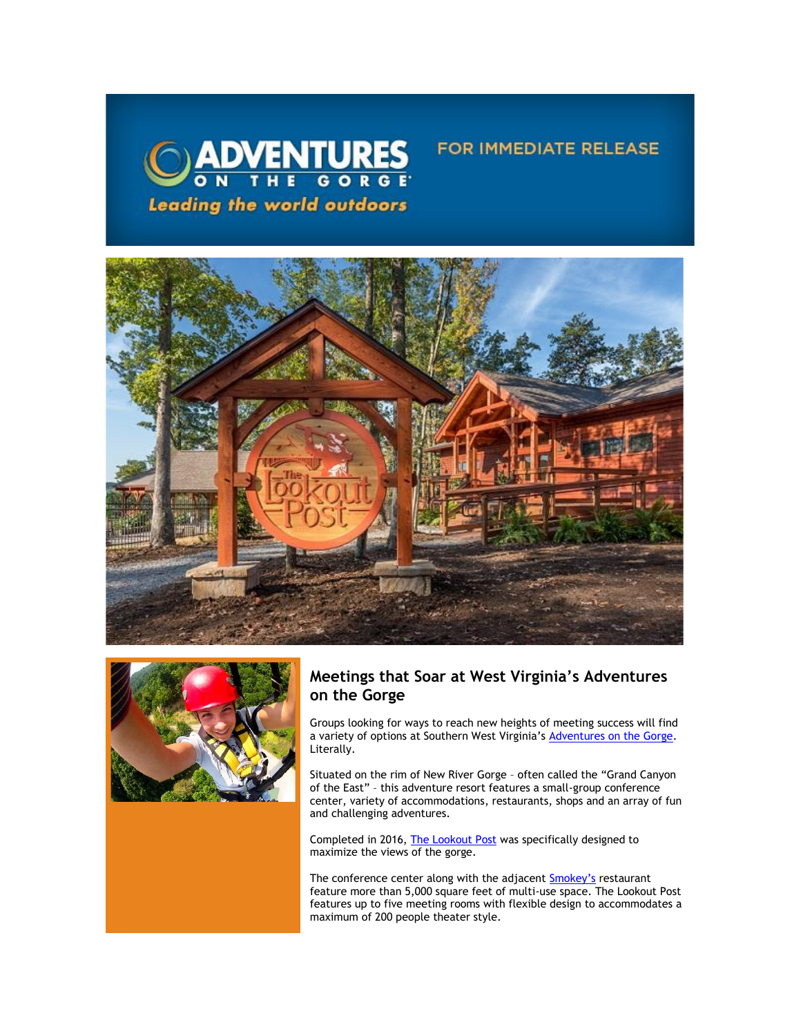FOR IMMEDIATE RELEASE

## Meetings that Soar at West Virginia's Adventures on the Gorge

Groups looking for ways to reach new heights of meeting success will find a variety of options at Southern West Virginia's Adventures on the Gorge. Literally.

Situated on the rim of New River Gorge – often called the "Grand Canyon of the East" – this adventure resort features a small-group conference center, variety of accommodations, restaurants, shops and an array of fun and challenging adventures.

Completed in 2016, The Lookout Post was specifically designed to maximize the views of the gorge.

The conference center along with the adjacent Smokey's restaurant feature more than 5,000 square feet of multi-use space. The Lookout Post features up to five meeting rooms with flexible design to accommodates a maximum of 200 people theater style.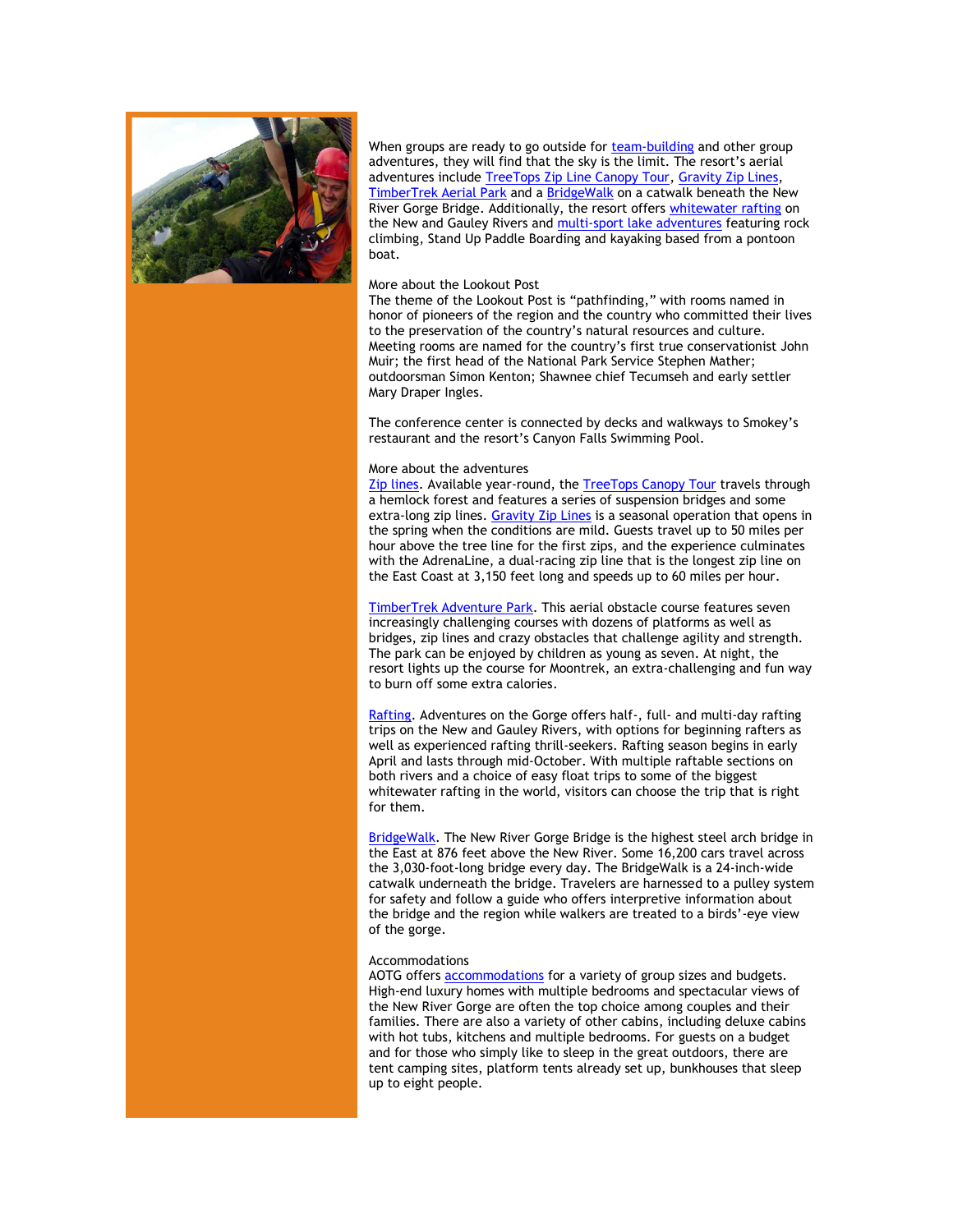When groups are ready to go outside for team-building and other group adventures, they will find that the sky is the limit. The resort's aerial adventures include TreeTops Zip Line Canopy Tour, Gravity Zip Lines, TimberTrek Aerial Park and a BridgeWalk on a catwalk beneath the New River Gorge Bridge. Additionally, the resort offers whitewater rafting on the New and Gauley Rivers and multi-sport lake adventures featuring rock climbing, Stand Up Paddle Boarding and kayaking based from a pontoon boat.

More about the Lookout Post

The theme of the Lookout Post is "pathfinding," with rooms named in honor of pioneers of the region and the country who committed their lives to the preservation of the country's natural resources and culture. Meeting rooms are named for the country's first true conservationist John Muir; the first head of the National Park Service Stephen Mather; outdoorsman Simon Kenton; Shawnee chief Tecumseh and early settler Mary Draper Ingles.

The conference center is connected by decks and walkways to Smokey's restaurant and the resort's Canyon Falls Swimming Pool.

More about the adventures

Zip lines. Available year-round, the TreeTops Canopy Tour travels through a hemlock forest and features a series of suspension bridges and some extra-long zip lines. Gravity Zip Lines is a seasonal operation that opens in the spring when the conditions are mild. Guests travel up to 50 miles per hour above the tree line for the first zips, and the experience culminates with the AdrenaLine, a dual-racing zip line that is the longest zip line on the East Coast at 3,150 feet long and speeds up to 60 miles per hour.

TimberTrek Adventure Park. This aerial obstacle course features seven increasingly challenging courses with dozens of platforms as well as bridges, zip lines and crazy obstacles that challenge agility and strength. The park can be enjoyed by children as young as seven. At night, the resort lights up the course for Moontrek, an extra-challenging and fun way to burn off some extra calories.

Rafting. Adventures on the Gorge offers half-, full- and multi-day rafting trips on the New and Gauley Rivers, with options for beginning rafters as well as experienced rafting thrill-seekers. Rafting season begins in early April and lasts through mid-October. With multiple raftable sections on both rivers and a choice of easy float trips to some of the biggest whitewater rafting in the world, visitors can choose the trip that is right for them.

BridgeWalk. The New River Gorge Bridge is the highest steel arch bridge in the East at 876 feet above the New River. Some 16,200 cars travel across the 3,030-foot-long bridge every day. The BridgeWalk is a 24-inch-wide catwalk underneath the bridge. Travelers are harnessed to a pulley system for safety and follow a guide who offers interpretive information about the bridge and the region while walkers are treated to a birds'-eye view of the gorge.

Accommodations

AOTG offers accommodations for a variety of group sizes and budgets. High-end luxury homes with multiple bedrooms and spectacular views of the New River Gorge are often the top choice among couples and their families. There are also a variety of other cabins, including deluxe cabins with hot tubs, kitchens and multiple bedrooms. For guests on a budget and for those who simply like to sleep in the great outdoors, there are tent camping sites, platform tents already set up, bunkhouses that sleep up to eight people.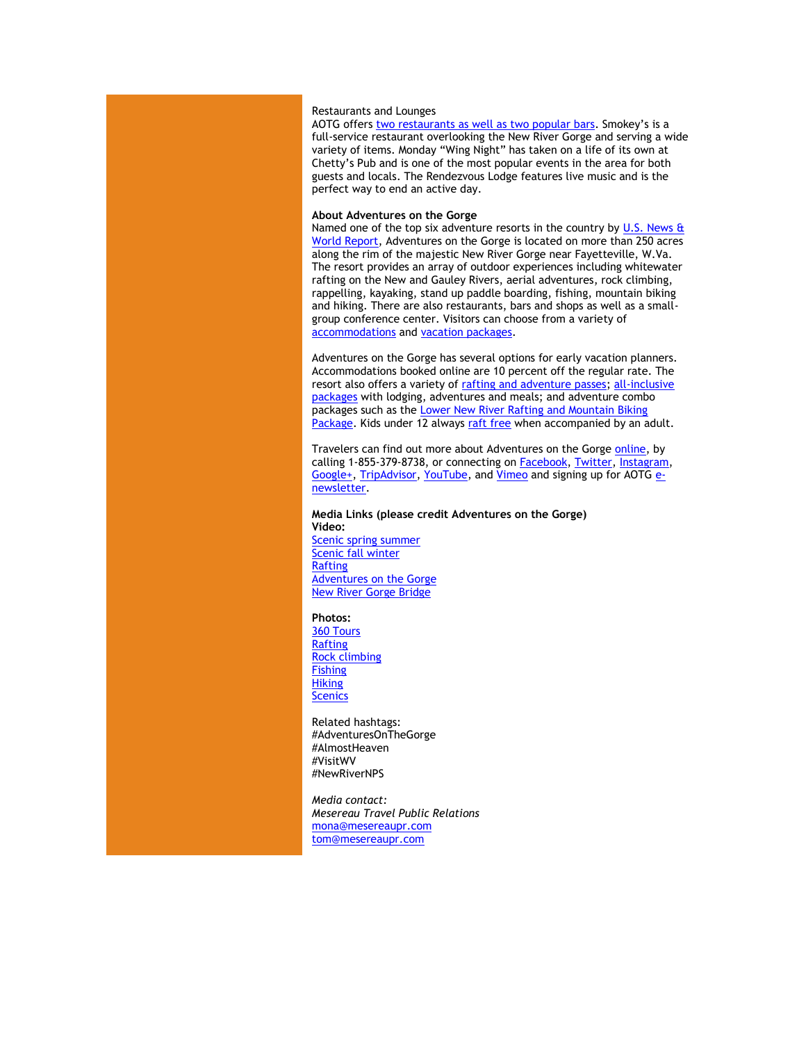Restaurants and Lounges

AOTG offers two restaurants as well as two popular bars. Smokey's is a full-service restaurant overlooking the New River Gorge and serving a wide variety of items. Monday "Wing Night" has taken on a life of its own at Chetty's Pub and is one of the most popular events in the area for both guests and locals. The Rendezvous Lodge features live music and is the perfect way to end an active day.

**About Adventures on the Gorge**

Named one of the top six adventure resorts in the country by U.S. News & World Report, Adventures on the Gorge is located on more than 250 acres along the rim of the majestic New River Gorge near Fayetteville, W.Va. The resort provides an array of outdoor experiences including whitewater rafting on the New and Gauley Rivers, aerial adventures, rock climbing, rappelling, kayaking, stand up paddle boarding, fishing, mountain biking and hiking. There are also restaurants, bars and shops as well as a small-group conference center. Visitors can choose from a variety of accommodations and vacation packages.

Adventures on the Gorge has several options for early vacation planners. Accommodations booked online are 10 percent off the regular rate. The resort also offers a variety of rafting and adventure passes; all-inclusive packages with lodging, adventures and meals; and adventure combo packages such as the Lower New River Rafting and Mountain Biking Package. Kids under 12 always raft free when accompanied by an adult.

Travelers can find out more about Adventures on the Gorge online, by calling 1-855-379-8738, or connecting on Facebook, Twitter, Instagram, Google+, TripAdvisor, YouTube, and Vimeo and signing up for AOTG e-newsletter.

**Media Links (please credit Adventures on the Gorge)**

**Video:**

Scenic spring summer
Scenic fall winter
Rafting
Adventures on the Gorge
New River Gorge Bridge

**Photos:**

360 Tours
Rafting
Rock climbing
Fishing
Hiking
Scenics

Related hashtags:
#AdventuresOnTheGorge
#AlmostHeaven
#VisitWV
#NewRiverNPS

*Media contact:*
*Mesereau Travel Public Relations*
mona@mesereaupr.com
tom@mesereaupr.com